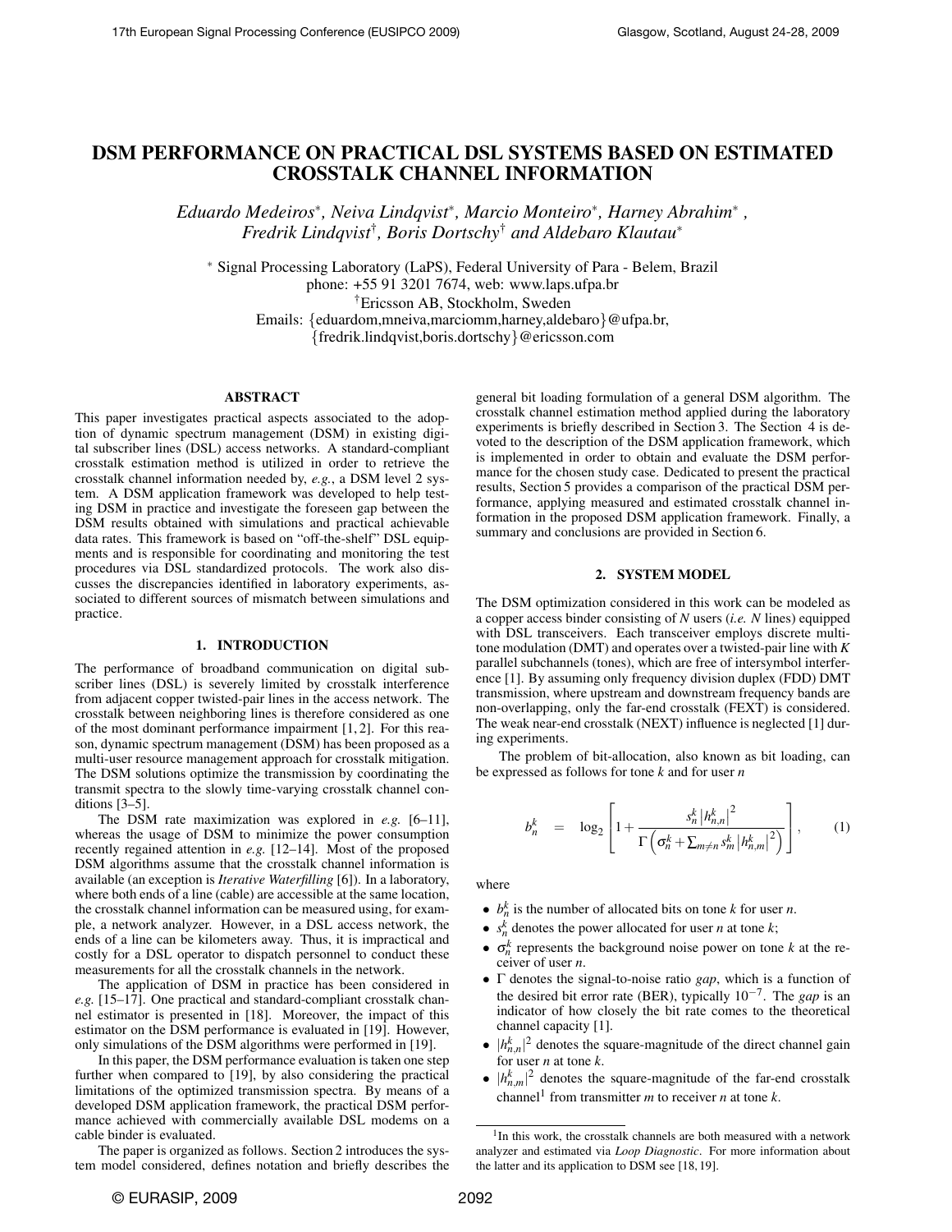# DSM PERFORMANCE ON PRACTICAL DSL SYSTEMS BASED ON ESTIMATED CROSSTALK CHANNEL INFORMATION

*Eduardo Medeiros*, Neiva Lindqvist*, Marcio Monteiro*, Harney Abrahim* , Fredrik Lindqvist†, Boris Dortschy† and Aldebaro Klautau**

\* Signal Processing Laboratory (LaPS), Federal University of Para - Belem, Brazil
phone: +55 91 3201 7674, web: www.laps.ufpa.br
†Ericsson AB, Stockholm, Sweden
Emails: {eduardom,mneiva,marciomm,harney,aldebaro}@ufpa.br,
{fredrik.lindqvist,boris.dortschy}@ericsson.com

## ABSTRACT

This paper investigates practical aspects associated to the adoption of dynamic spectrum management (DSM) in existing digital subscriber lines (DSL) access networks. A standard-compliant crosstalk estimation method is utilized in order to retrieve the crosstalk channel information needed by, *e.g.*, a DSM level 2 system. A DSM application framework was developed to help testing DSM in practice and investigate the foreseen gap between the DSM results obtained with simulations and practical achievable data rates. This framework is based on "off-the-shelf" DSL equipments and is responsible for coordinating and monitoring the test procedures via DSL standardized protocols. The work also discusses the discrepancies identified in laboratory experiments, associated to different sources of mismatch between simulations and practice.

## 1. INTRODUCTION

The performance of broadband communication on digital subscriber lines (DSL) is severely limited by crosstalk interference from adjacent copper twisted-pair lines in the access network. The crosstalk between neighboring lines is therefore considered as one of the most dominant performance impairment [1, 2]. For this reason, dynamic spectrum management (DSM) has been proposed as a multi-user resource management approach for crosstalk mitigation. The DSM solutions optimize the transmission by coordinating the transmit spectra to the slowly time-varying crosstalk channel conditions [3–5].

The DSM rate maximization was explored in *e.g.* [6–11], whereas the usage of DSM to minimize the power consumption recently regained attention in *e.g.* [12–14]. Most of the proposed DSM algorithms assume that the crosstalk channel information is available (an exception is *Iterative Waterfilling* [6]). In a laboratory, where both ends of a line (cable) are accessible at the same location, the crosstalk channel information can be measured using, for example, a network analyzer. However, in a DSL access network, the ends of a line can be kilometers away. Thus, it is impractical and costly for a DSL operator to dispatch personnel to conduct these measurements for all the crosstalk channels in the network.

The application of DSM in practice has been considered in *e.g.* [15–17]. One practical and standard-compliant crosstalk channel estimator is presented in [18]. Moreover, the impact of this estimator on the DSM performance is evaluated in [19]. However, only simulations of the DSM algorithms were performed in [19].

In this paper, the DSM performance evaluation is taken one step further when compared to [19], by also considering the practical limitations of the optimized transmission spectra. By means of a developed DSM application framework, the practical DSM performance achieved with commercially available DSL modems on a cable binder is evaluated.

The paper is organized as follows. Section 2 introduces the system model considered, defines notation and briefly describes the general bit loading formulation of a general DSM algorithm. The crosstalk channel estimation method applied during the laboratory experiments is briefly described in Section 3. The Section 4 is devoted to the description of the DSM application framework, which is implemented in order to obtain and evaluate the DSM performance for the chosen study case. Dedicated to present the practical results, Section 5 provides a comparison of the practical DSM performance, applying measured and estimated crosstalk channel information in the proposed DSM application framework. Finally, a summary and conclusions are provided in Section 6.

## 2. SYSTEM MODEL

The DSM optimization considered in this work can be modeled as a copper access binder consisting of $N$ users (*i.e.* $N$ lines) equipped with DSL transceivers. Each transceiver employs discrete multitone modulation (DMT) and operates over a twisted-pair line with $K$ parallel subchannels (tones), which are free of intersymbol interference [1]. By assuming only frequency division duplex (FDD) DMT transmission, where upstream and downstream frequency bands are non-overlapping, only the far-end crosstalk (FEXT) is considered. The weak near-end crosstalk (NEXT) influence is neglected [1] during experiments.

The problem of bit-allocation, also known as bit loading, can be expressed as follows for tone $k$ and for user $n$

$$b_n^k = \log_2 \left[ 1 + \frac{s_n^k \left| h_{n,n}^k \right|^2}{\Gamma \left( \sigma_n^k + \sum_{m \neq n} s_m^k \left| h_{n,m}^k \right|^2 \right)} \right], \qquad (1)$$

where

- $b_n^k$ is the number of allocated bits on tone $k$ for user $n$.
- $s_n^k$ denotes the power allocated for user $n$ at tone $k$;
- $\sigma_n^k$ represents the background noise power on tone $k$ at the receiver of user $n$.
- $\Gamma$ denotes the signal-to-noise ratio *gap*, which is a function of the desired bit error rate (BER), typically $10^{-7}$. The *gap* is an indicator of how closely the bit rate comes to the theoretical channel capacity [1].
- $|h_{n,n}^k|^2$ denotes the square-magnitude of the direct channel gain for user $n$ at tone $k$.
- $|h_{n,m}^k|^2$ denotes the square-magnitude of the far-end crosstalk channel[1] from transmitter $m$ to receiver $n$ at tone $k$.

[1] In this work, the crosstalk channels are both measured with a network analyzer and estimated via *Loop Diagnostic*. For more information about the latter and its application to DSM see [18, 19].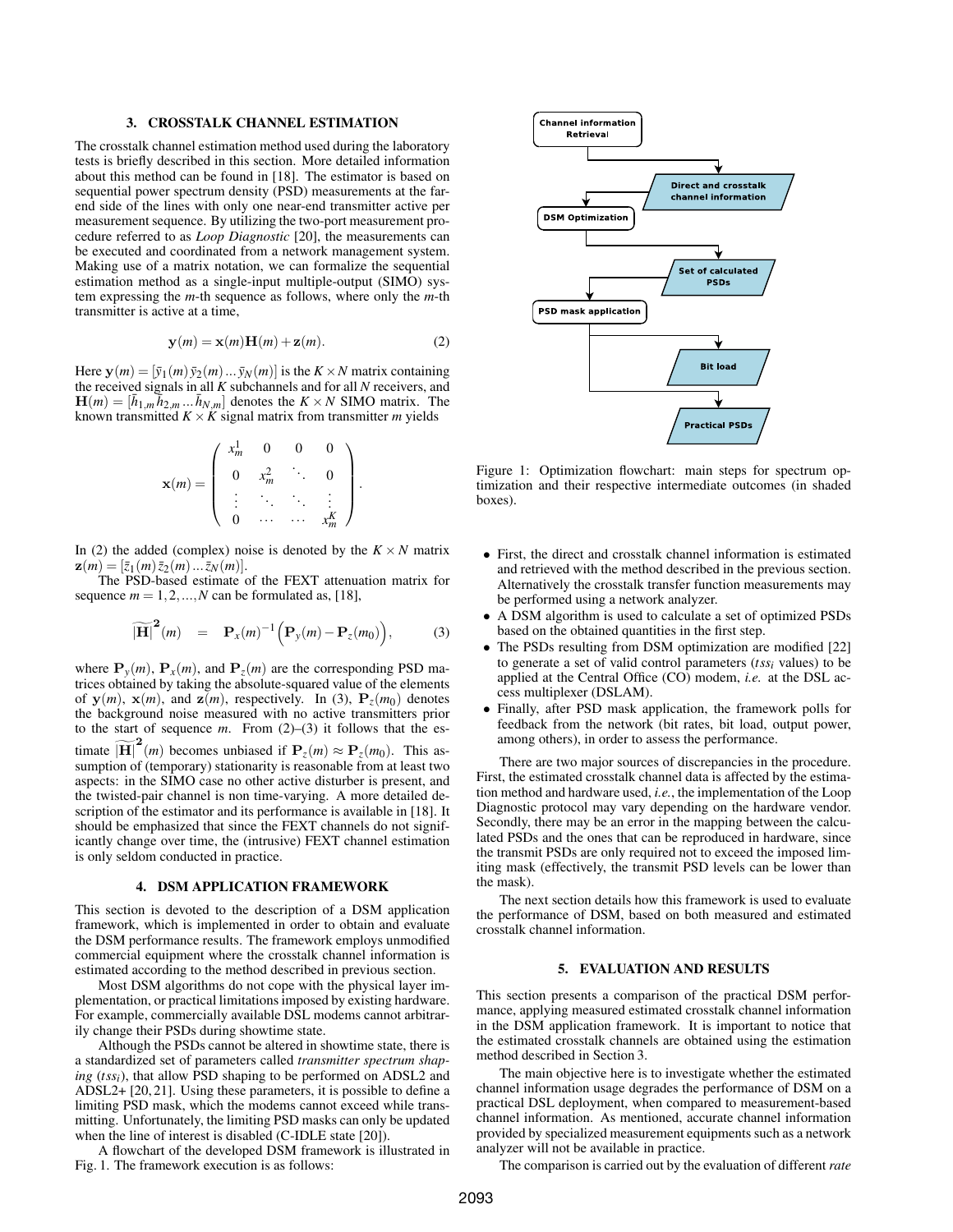## 3. CROSSTALK CHANNEL ESTIMATION

The crosstalk channel estimation method used during the laboratory tests is briefly described in this section. More detailed information about this method can be found in [18]. The estimator is based on sequential power spectrum density (PSD) measurements at the far-end side of the lines with only one near-end transmitter active per measurement sequence. By utilizing the two-port measurement procedure referred to as *Loop Diagnostic* [20], the measurements can be executed and coordinated from a network management system. Making use of a matrix notation, we can formalize the sequential estimation method as a single-input multiple-output (SIMO) system expressing the $m$-th sequence as follows, where only the $m$-th transmitter is active at a time,

$$\mathbf{y}(m) = \mathbf{x}(m)\mathbf{H}(m) + \mathbf{z}(m). \tag{2}$$

Here $\mathbf{y}(m) = [\bar{y}_1(m)\,\bar{y}_2(m)\ldots\bar{y}_N(m)]$ is the $K \times N$ matrix containing the received signals in all $K$ subchannels and for all $N$ receivers, and $\mathbf{H}(m) = [\bar{h}_{1,m}\,\bar{h}_{2,m}\ldots\bar{h}_{N,m}]$ denotes the $K \times N$ SIMO matrix. The known transmitted $K \times K$ signal matrix from transmitter $m$ yields

$$\mathbf{x}(m) = \begin{pmatrix} x_m^1 & 0 & 0 & 0 \\ 0 & x_m^2 & \ddots & 0 \\ \vdots & \ddots & \ddots & \vdots \\ 0 & \cdots & \cdots & x_m^K \end{pmatrix}.$$

In (2) the added (complex) noise is denoted by the $K \times N$ matrix $\mathbf{z}(m) = [\bar{z}_1(m)\,\bar{z}_2(m)\ldots\bar{z}_N(m)]$.

The PSD-based estimate of the FEXT attenuation matrix for sequence $m = 1, 2, \ldots, N$ can be formulated as, [18],

$$\widetilde{|\mathbf{H}|}^{\mathbf{2}}(m) \quad = \quad \mathbf{P}_x(m)^{-1}\Big(\mathbf{P}_y(m) - \mathbf{P}_z(m_0)\Big), \tag{3}$$

where $\mathbf{P}_y(m)$, $\mathbf{P}_x(m)$, and $\mathbf{P}_z(m)$ are the corresponding PSD matrices obtained by taking the absolute-squared value of the elements of $\mathbf{y}(m)$, $\mathbf{x}(m)$, and $\mathbf{z}(m)$, respectively. In (3), $\mathbf{P}_z(m_0)$ denotes the background noise measured with no active transmitters prior to the start of sequence $m$. From (2)–(3) it follows that the estimate $\widetilde{|\mathbf{H}|}^{\mathbf{2}}(m)$ becomes unbiased if $\mathbf{P}_z(m) \approx \mathbf{P}_z(m_0)$. This assumption of (temporary) stationarity is reasonable from at least two aspects: in the SIMO case no other active disturber is present, and the twisted-pair channel is non time-varying. A more detailed description of the estimator and its performance is available in [18]. It should be emphasized that since the FEXT channels do not significantly change over time, the (intrusive) FEXT channel estimation is only seldom conducted in practice.

## 4. DSM APPLICATION FRAMEWORK

This section is devoted to the description of a DSM application framework, which is implemented in order to obtain and evaluate the DSM performance results. The framework employs unmodified commercial equipment where the crosstalk channel information is estimated according to the method described in previous section.

Most DSM algorithms do not cope with the physical layer implementation, or practical limitations imposed by existing hardware. For example, commercially available DSL modems cannot arbitrarily change their PSDs during showtime state.

Although the PSDs cannot be altered in showtime state, there is a standardized set of parameters called *transmitter spectrum shaping* ($tss_i$), that allow PSD shaping to be performed on ADSL2 and ADSL2+ [20, 21]. Using these parameters, it is possible to define a limiting PSD mask, which the modems cannot exceed while transmitting. Unfortunately, the limiting PSD masks can only be updated when the line of interest is disabled (C-IDLE state [20]).

A flowchart of the developed DSM framework is illustrated in Fig. 1. The framework execution is as follows:

Channel information Retrieval → Direct and crosstalk channel information → DSM Optimization → Set of calculated PSDs → PSD mask application → Bit load → Practical PSDs

Figure 1: Optimization flowchart: main steps for spectrum optimization and their respective intermediate outcomes (in shaded boxes).

- First, the direct and crosstalk channel information is estimated and retrieved with the method described in the previous section. Alternatively the crosstalk transfer function measurements may be performed using a network analyzer.
- A DSM algorithm is used to calculate a set of optimized PSDs based on the obtained quantities in the first step.
- The PSDs resulting from DSM optimization are modified [22] to generate a set of valid control parameters ($tss_i$ values) to be applied at the Central Office (CO) modem, *i.e.* at the DSL access multiplexer (DSLAM).
- Finally, after PSD mask application, the framework polls for feedback from the network (bit rates, bit load, output power, among others), in order to assess the performance.

There are two major sources of discrepancies in the procedure. First, the estimated crosstalk channel data is affected by the estimation method and hardware used, *i.e.*, the implementation of the Loop Diagnostic protocol may vary depending on the hardware vendor. Secondly, there may be an error in the mapping between the calculated PSDs and the ones that can be reproduced in hardware, since the transmit PSDs are only required not to exceed the imposed limiting mask (effectively, the transmit PSD levels can be lower than the mask).

The next section details how this framework is used to evaluate the performance of DSM, based on both measured and estimated crosstalk channel information.

## 5. EVALUATION AND RESULTS

This section presents a comparison of the practical DSM performance, applying measured estimated crosstalk channel information in the DSM application framework. It is important to notice that the estimated crosstalk channels are obtained using the estimation method described in Section 3.

The main objective here is to investigate whether the estimated channel information usage degrades the performance of DSM on a practical DSL deployment, when compared to measurement-based channel information. As mentioned, accurate channel information provided by specialized measurement equipments such as a network analyzer will not be available in practice.

The comparison is carried out by the evaluation of different *rate*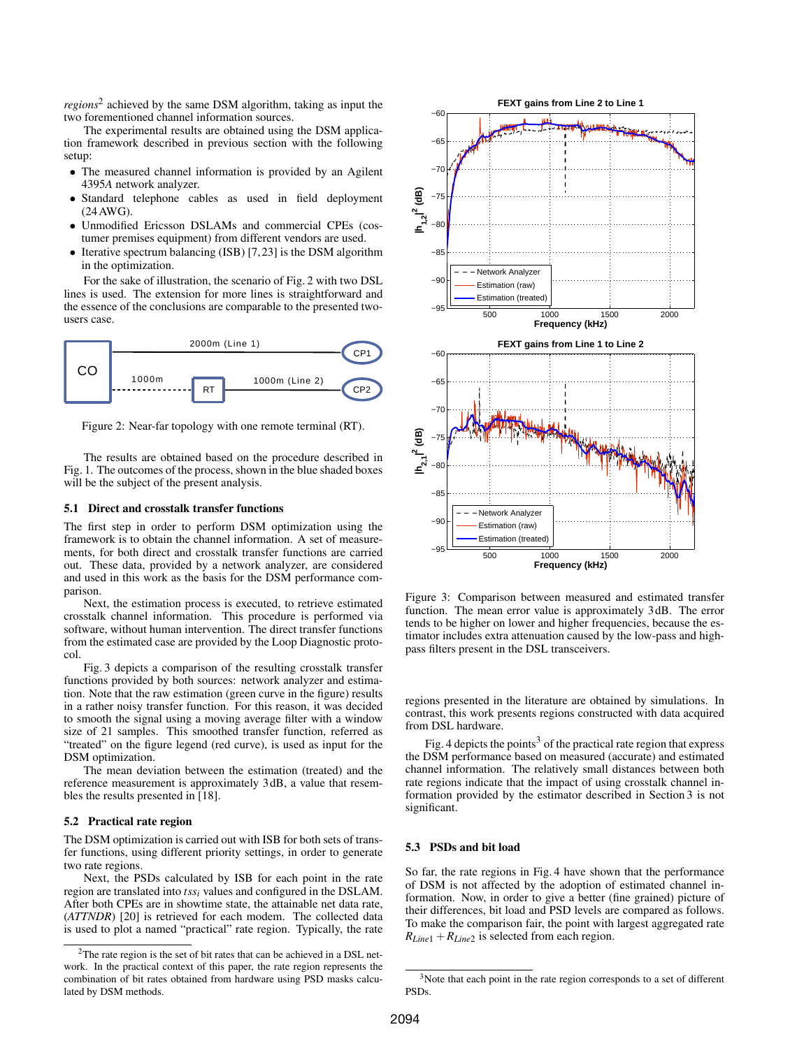*regions*[2] achieved by the same DSM algorithm, taking as input the two forementioned channel information sources.

The experimental results are obtained using the DSM application framework described in previous section with the following setup:

- The measured channel information is provided by an Agilent 4395*A* network analyzer.
- Standard telephone cables as used in field deployment (24 AWG).
- Unmodified Ericsson DSLAMs and commercial CPEs (costumer premises equipment) from different vendors are used.
- Iterative spectrum balancing (ISB) [7, 23] is the DSM algorithm in the optimization.

For the sake of illustration, the scenario of Fig. 2 with two DSL lines is used. The extension for more lines is straightforward and the essence of the conclusions are comparable to the presented two-users case.

Figure 2: Near-far topology with one remote terminal (RT).

The results are obtained based on the procedure described in Fig. 1. The outcomes of the process, shown in the blue shaded boxes will be the subject of the present analysis.

### 5.1 Direct and crosstalk transfer functions

The first step in order to perform DSM optimization using the framework is to obtain the channel information. A set of measurements, for both direct and crosstalk transfer functions are carried out. These data, provided by a network analyzer, are considered and used in this work as the basis for the DSM performance comparison.

Next, the estimation process is executed, to retrieve estimated crosstalk channel information. This procedure is performed via software, without human intervention. The direct transfer functions from the estimated case are provided by the Loop Diagnostic protocol.

Fig. 3 depicts a comparison of the resulting crosstalk transfer functions provided by both sources: network analyzer and estimation. Note that the raw estimation (green curve in the figure) results in a rather noisy transfer function. For this reason, it was decided to smooth the signal using a moving average filter with a window size of 21 samples. This smoothed transfer function, referred as "treated" on the figure legend (red curve), is used as input for the DSM optimization.

The mean deviation between the estimation (treated) and the reference measurement is approximately 3 dB, a value that resembles the results presented in [18].

### 5.2 Practical rate region

The DSM optimization is carried out with ISB for both sets of transfer functions, using different priority settings, in order to generate two rate regions.

Next, the PSDs calculated by ISB for each point in the rate region are translated into $tss_i$ values and configured in the DSLAM. After both CPEs are in showtime state, the attainable net data rate, (*ATTNDR*) [20] is retrieved for each modem. The collected data is used to plot a named "practical" rate region. Typically, the rate regions presented in the literature are obtained by simulations. In contrast, this work presents regions constructed with data acquired from DSL hardware.

Figure 3: Comparison between measured and estimated transfer function. The mean error value is approximately 3 dB. The error tends to be higher on lower and higher frequencies, because the estimator includes extra attenuation caused by the low-pass and high-pass filters present in the DSL transceivers.

Fig. 4 depicts the points[3] of the practical rate region that express the DSM performance based on measured (accurate) and estimated channel information. The relatively small distances between both rate regions indicate that the impact of using crosstalk channel information provided by the estimator described in Section 3 is not significant.

### 5.3 PSDs and bit load

So far, the rate regions in Fig. 4 have shown that the performance of DSM is not affected by the adoption of estimated channel information. Now, in order to give a better (fine grained) picture of their differences, bit load and PSD levels are compared as follows. To make the comparison fair, the point with largest aggregated rate $R_{Line1} + R_{Line2}$ is selected from each region.

[2] The rate region is the set of bit rates that can be achieved in a DSL network. In the practical context of this paper, the rate region represents the combination of bit rates obtained from hardware using PSD masks calculated by DSM methods.

[3] Note that each point in the rate region corresponds to a set of different PSDs.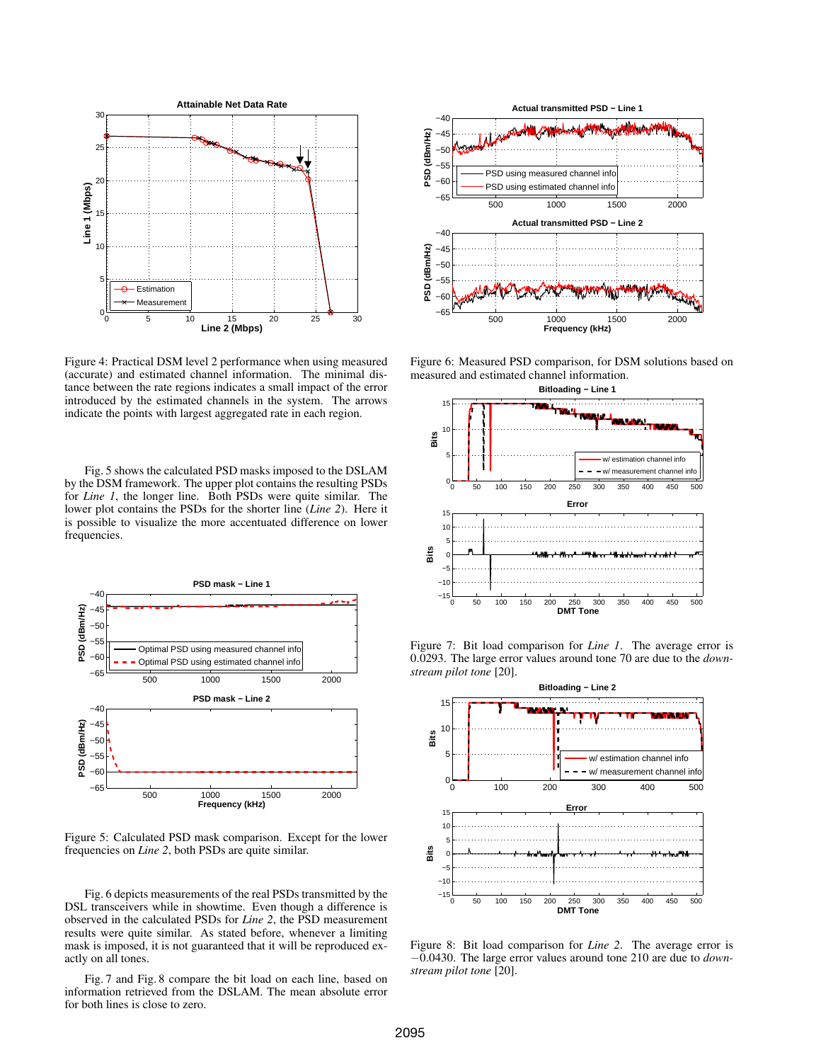Figure 4: Practical DSM level 2 performance when using measured (accurate) and estimated channel information. The minimal distance between the rate regions indicates a small impact of the error introduced by the estimated channels in the system. The arrows indicate the points with largest aggregated rate in each region.

Fig. 5 shows the calculated PSD masks imposed to the DSLAM by the DSM framework. The upper plot contains the resulting PSDs for *Line 1*, the longer line. Both PSDs were quite similar. The lower plot contains the PSDs for the shorter line (*Line 2*). Here it is possible to visualize the more accentuated difference on lower frequencies.

Figure 5: Calculated PSD mask comparison. Except for the lower frequencies on *Line 2*, both PSDs are quite similar.

Fig. 6 depicts measurements of the real PSDs transmitted by the DSL transceivers while in showtime. Even though a difference is observed in the calculated PSDs for *Line 2*, the PSD measurement results were quite similar. As stated before, whenever a limiting mask is imposed, it is not guaranteed that it will be reproduced exactly on all tones.

Fig. 7 and Fig. 8 compare the bit load on each line, based on information retrieved from the DSLAM. The mean absolute error for both lines is close to zero.

Figure 6: Measured PSD comparison, for DSM solutions based on measured and estimated channel information.

Figure 7: Bit load comparison for *Line 1*. The average error is 0.0293. The large error values around tone 70 are due to the *downstream pilot tone* [20].

Figure 8: Bit load comparison for *Line 2*. The average error is −0.0430. The large error values around tone 210 are due to *downstream pilot tone* [20].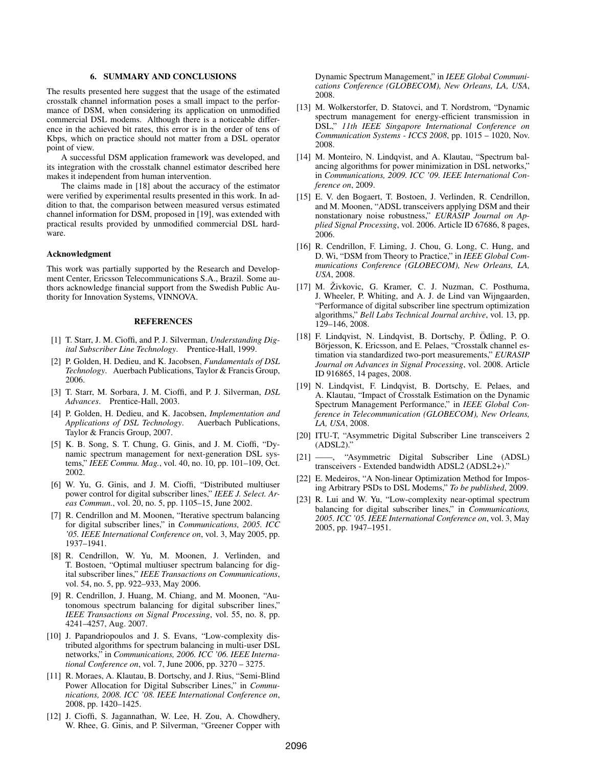## 6. SUMMARY AND CONCLUSIONS

The results presented here suggest that the usage of the estimated crosstalk channel information poses a small impact to the performance of DSM, when considering its application on unmodified commercial DSL modems. Although there is a noticeable difference in the achieved bit rates, this error is in the order of tens of Kbps, which on practice should not matter from a DSL operator point of view.

A successful DSM application framework was developed, and its integration with the crosstalk channel estimator described here makes it independent from human intervention.

The claims made in [18] about the accuracy of the estimator were verified by experimental results presented in this work. In addition to that, the comparison between measured versus estimated channel information for DSM, proposed in [19], was extended with practical results provided by unmodified commercial DSL hardware.

### Acknowledgment

This work was partially supported by the Research and Development Center, Ericsson Telecommunications S.A., Brazil. Some authors acknowledge financial support from the Swedish Public Authority for Innovation Systems, VINNOVA.

## REFERENCES

[1] T. Starr, J. M. Cioffi, and P. J. Silverman, *Understanding Digital Subscriber Line Technology*. Prentice-Hall, 1999.

[2] P. Golden, H. Dedieu, and K. Jacobsen, *Fundamentals of DSL Technology*. Auerbach Publications, Taylor & Francis Group, 2006.

[3] T. Starr, M. Sorbara, J. M. Cioffi, and P. J. Silverman, *DSL Advances*. Prentice-Hall, 2003.

[4] P. Golden, H. Dedieu, and K. Jacobsen, *Implementation and Applications of DSL Technology*. Auerbach Publications, Taylor & Francis Group, 2007.

[5] K. B. Song, S. T. Chung, G. Ginis, and J. M. Cioffi, "Dynamic spectrum management for next-generation DSL systems," *IEEE Commu. Mag.*, vol. 40, no. 10, pp. 101–109, Oct. 2002.

[6] W. Yu, G. Ginis, and J. M. Cioffi, "Distributed multiuser power control for digital subscriber lines," *IEEE J. Select. Areas Commun.*, vol. 20, no. 5, pp. 1105–15, June 2002.

[7] R. Cendrillon and M. Moonen, "Iterative spectrum balancing for digital subscriber lines," in *Communications, 2005. ICC '05. IEEE International Conference on*, vol. 3, May 2005, pp. 1937–1941.

[8] R. Cendrillon, W. Yu, M. Moonen, J. Verlinden, and T. Bostoen, "Optimal multiuser spectrum balancing for digital subscriber lines," *IEEE Transactions on Communications*, vol. 54, no. 5, pp. 922–933, May 2006.

[9] R. Cendrillon, J. Huang, M. Chiang, and M. Moonen, "Autonomous spectrum balancing for digital subscriber lines," *IEEE Transactions on Signal Processing*, vol. 55, no. 8, pp. 4241–4257, Aug. 2007.

[10] J. Papandriopoulos and J. S. Evans, "Low-complexity distributed algorithms for spectrum balancing in multi-user DSL networks," in *Communications, 2006. ICC '06. IEEE International Conference on*, vol. 7, June 2006, pp. 3270 – 3275.

[11] R. Moraes, A. Klautau, B. Dortschy, and J. Rius, "Semi-Blind Power Allocation for Digital Subscriber Lines," in *Communications, 2008. ICC '08. IEEE International Conference on*, 2008, pp. 1420–1425.

[12] J. Cioffi, S. Jagannathan, W. Lee, H. Zou, A. Chowdhery, W. Rhee, G. Ginis, and P. Silverman, "Greener Copper with Dynamic Spectrum Management," in *IEEE Global Communications Conference (GLOBECOM), New Orleans, LA, USA*, 2008.

[13] M. Wolkerstorfer, D. Statovci, and T. Nordstrom, "Dynamic spectrum management for energy-efficient transmission in DSL," *11th IEEE Singapore International Conference on Communication Systems - ICCS 2008*, pp. 1015 – 1020, Nov. 2008.

[14] M. Monteiro, N. Lindqvist, and A. Klautau, "Spectrum balancing algorithms for power minimization in DSL networks," in *Communications, 2009. ICC '09. IEEE International Conference on*, 2009.

[15] E. V. den Bogaert, T. Bostoen, J. Verlinden, R. Cendrillon, and M. Moonen, "ADSL transceivers applying DSM and their nonstationary noise robustness," *EURASIP Journal on Applied Signal Processing*, vol. 2006. Article ID 67686, 8 pages, 2006.

[16] R. Cendrillon, F. Liming, J. Chou, G. Long, C. Hung, and D. Wi, "DSM from Theory to Practice," in *IEEE Global Communications Conference (GLOBECOM), New Orleans, LA, USA*, 2008.

[17] M. Živkovic, G. Kramer, C. J. Nuzman, C. Posthuma, J. Wheeler, P. Whiting, and A. J. de Lind van Wijngaarden, "Performance of digital subscriber line spectrum optimization algorithms," *Bell Labs Technical Journal archive*, vol. 13, pp. 129–146, 2008.

[18] F. Lindqvist, N. Lindqvist, B. Dortschy, P. Ödling, P. O. Börjesson, K. Ericsson, and E. Pelaes, "Crosstalk channel estimation via standardized two-port measurements," *EURASIP Journal on Advances in Signal Processing*, vol. 2008. Article ID 916865, 14 pages, 2008.

[19] N. Lindqvist, F. Lindqvist, B. Dortschy, E. Pelaes, and A. Klautau, "Impact of Crosstalk Estimation on the Dynamic Spectrum Management Performance," in *IEEE Global Conference in Telecommunication (GLOBECOM), New Orleans, LA, USA*, 2008.

[20] ITU-T, "Asymmetric Digital Subscriber Line transceivers 2 (ADSL2)."

[21] ——, "Asymmetric Digital Subscriber Line (ADSL) transceivers - Extended bandwidth ADSL2 (ADSL2+)."

[22] E. Medeiros, "A Non-linear Optimization Method for Imposing Arbitrary PSDs to DSL Modems," *To be published*, 2009.

[23] R. Lui and W. Yu, "Low-complexity near-optimal spectrum balancing for digital subscriber lines," in *Communications, 2005. ICC '05. IEEE International Conference on*, vol. 3, May 2005, pp. 1947–1951.